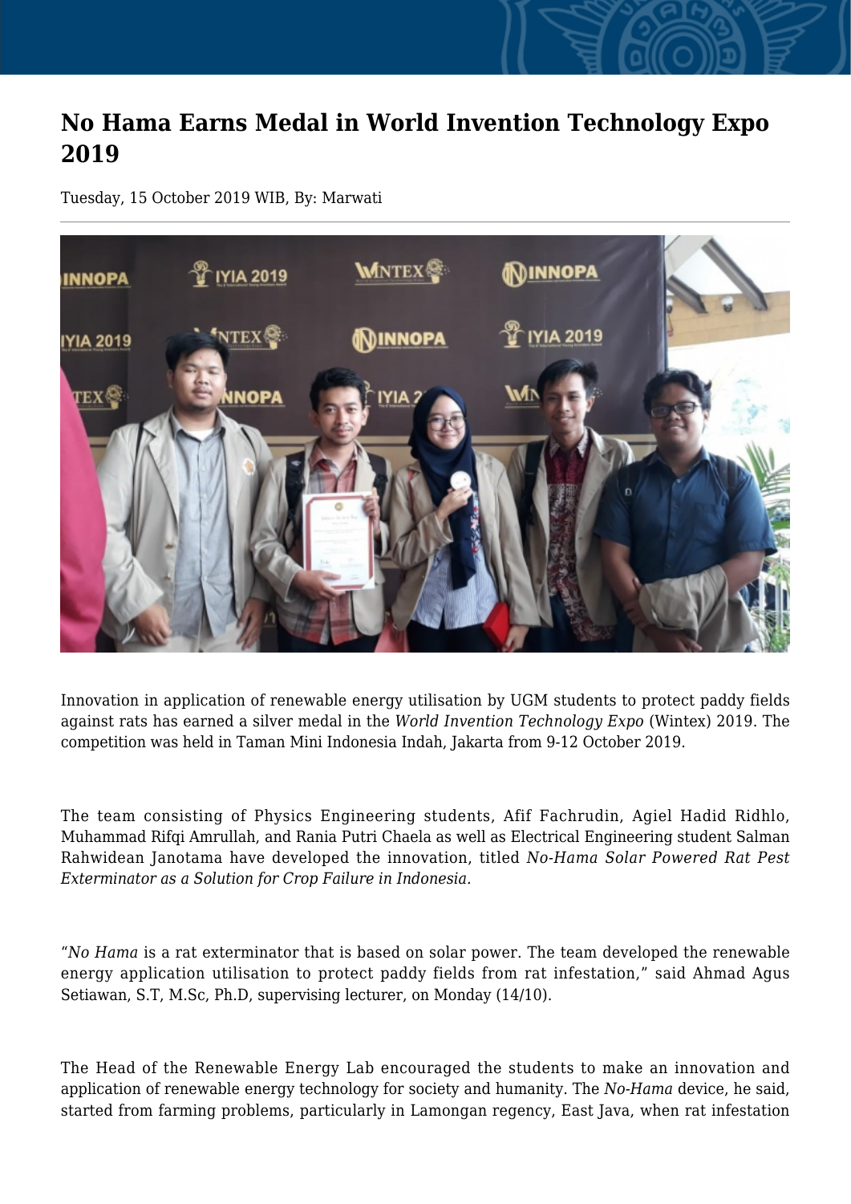# No Hama Earns Medal in World Invention Technology Expo 2019

Tuesday, 15 October 2019 WIB, By: Marwati

Innovation in application of renewable energy utilisation by UGM students to protect paddy fields against rats has earned a silver medal in the *World Invention Technology Expo* (Wintex) 2019. The competition was held in Taman Mini Indonesia Indah, Jakarta from 9-12 October 2019.

The team consisting of Physics Engineering students, Afif Fachrudin, Agiel Hadid Ridhlo, Muhammad Rifqi Amrullah, and Rania Putri Chaela as well as Electrical Engineering student Salman Rahwidean Janotama have developed the innovation, titled *No-Hama Solar Powered Rat Pest Exterminator as a Solution for Crop Failure in Indonesia.*

"*No Hama* is a rat exterminator that is based on solar power. The team developed the renewable energy application utilisation to protect paddy fields from rat infestation," said Ahmad Agus Setiawan, S.T, M.Sc, Ph.D, supervising lecturer, on Monday (14/10).

The Head of the Renewable Energy Lab encouraged the students to make an innovation and application of renewable energy technology for society and humanity. The *No-Hama* device, he said, started from farming problems, particularly in Lamongan regency, East Java, when rat infestation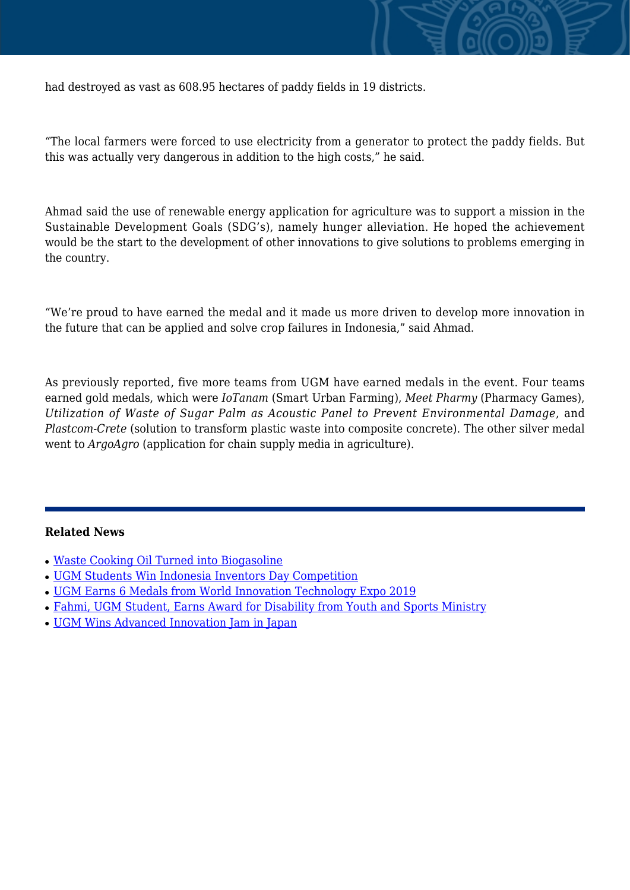had destroyed as vast as 608.95 hectares of paddy fields in 19 districts.

"The local farmers were forced to use electricity from a generator to protect the paddy fields. But this was actually very dangerous in addition to the high costs," he said.

Ahmad said the use of renewable energy application for agriculture was to support a mission in the Sustainable Development Goals (SDG's), namely hunger alleviation. He hoped the achievement would be the start to the development of other innovations to give solutions to problems emerging in the country.

"We're proud to have earned the medal and it made us more driven to develop more innovation in the future that can be applied and solve crop failures in Indonesia," said Ahmad.

As previously reported, five more teams from UGM have earned medals in the event. Four teams earned gold medals, which were *IoTanam* (Smart Urban Farming), *Meet Pharmy* (Pharmacy Games), *Utilization of Waste of Sugar Palm as Acoustic Panel to Prevent Environmental Damage*, and *Plastcom-Crete* (solution to transform plastic waste into composite concrete). The other silver medal went to *ArgoAgro* (application for chain supply media in agriculture).

---

**Related News**

- Waste Cooking Oil Turned into Biogasoline
- UGM Students Win Indonesia Inventors Day Competition
- UGM Earns 6 Medals from World Innovation Technology Expo 2019
- Fahmi, UGM Student, Earns Award for Disability from Youth and Sports Ministry
- UGM Wins Advanced Innovation Jam in Japan